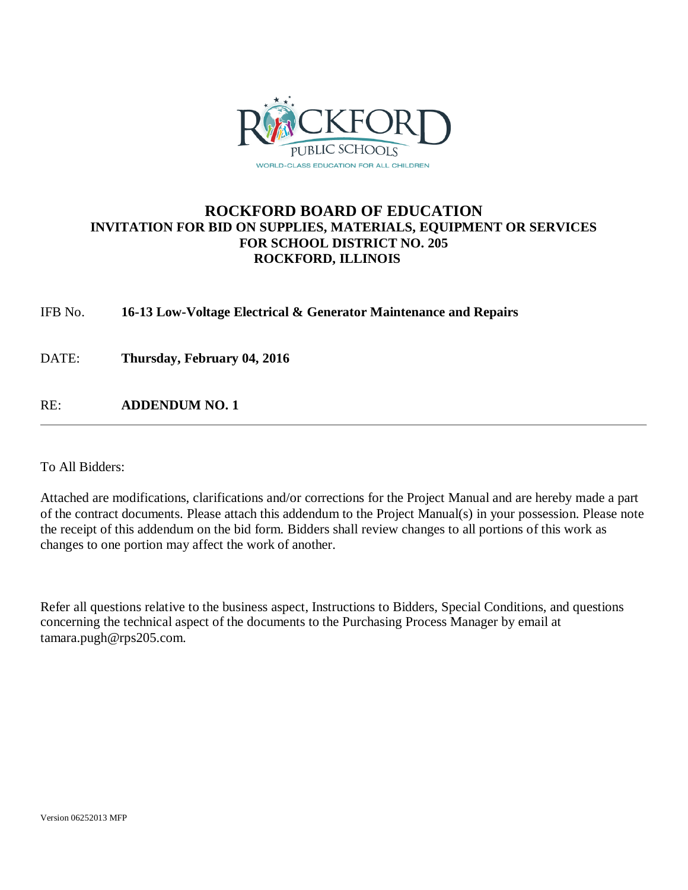# ROCKFORD BOARD OF EDUCATION

## INVITATION FOR BID ON SUPPLIES, MATERIALS, EQUIPMENT OR SERVICES FOR SCHOOL DISTRICT NO. 205 ROCKFORD, ILLINOIS

IFB No. **16-13 Low-Voltage Electrical & Generator Maintenance and Repairs**

DATE: **Thursday, February 04, 2016**

RE: **ADDENDUM NO. 1**

---

To All Bidders:

Attached are modifications, clarifications and/or corrections for the Project Manual and are hereby made a part of the contract documents. Please attach this addendum to the Project Manual(s) in your possession. Please note the receipt of this addendum on the bid form. Bidders shall review changes to all portions of this work as changes to one portion may affect the work of another.

Refer all questions relative to the business aspect, Instructions to Bidders, Special Conditions, and questions concerning the technical aspect of the documents to the Purchasing Process Manager by email at tamara.pugh@rps205.com.

Version 06252013 MFP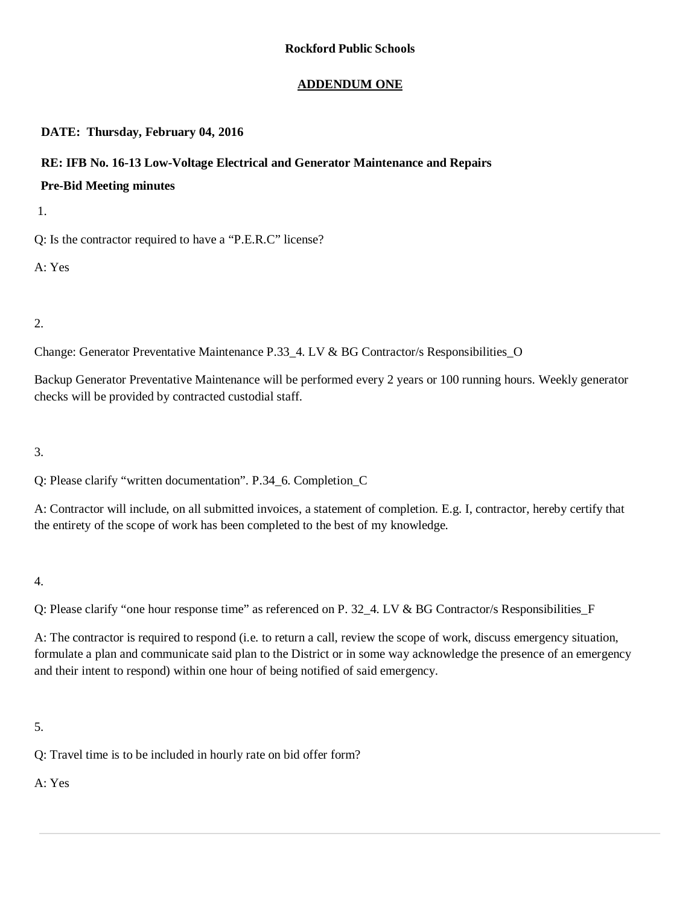**Rockford Public Schools**

**ADDENDUM ONE**

**DATE: Thursday, February 04, 2016**

**RE: IFB No. 16-13 Low-Voltage Electrical and Generator Maintenance and Repairs**

**Pre-Bid Meeting minutes**

1.

Q: Is the contractor required to have a "P.E.R.C" license?

A: Yes

2.

Change: Generator Preventative Maintenance P.33_4. LV & BG Contractor/s Responsibilities_O

Backup Generator Preventative Maintenance will be performed every 2 years or 100 running hours. Weekly generator checks will be provided by contracted custodial staff.

3.

Q: Please clarify "written documentation". P.34_6. Completion_C

A: Contractor will include, on all submitted invoices, a statement of completion. E.g. I, contractor, hereby certify that the entirety of the scope of work has been completed to the best of my knowledge.

4.

Q: Please clarify "one hour response time" as referenced on P. 32_4. LV & BG Contractor/s Responsibilities_F

A: The contractor is required to respond (i.e. to return a call, review the scope of work, discuss emergency situation, formulate a plan and communicate said plan to the District or in some way acknowledge the presence of an emergency and their intent to respond) within one hour of being notified of said emergency.

5.

Q: Travel time is to be included in hourly rate on bid offer form?

A: Yes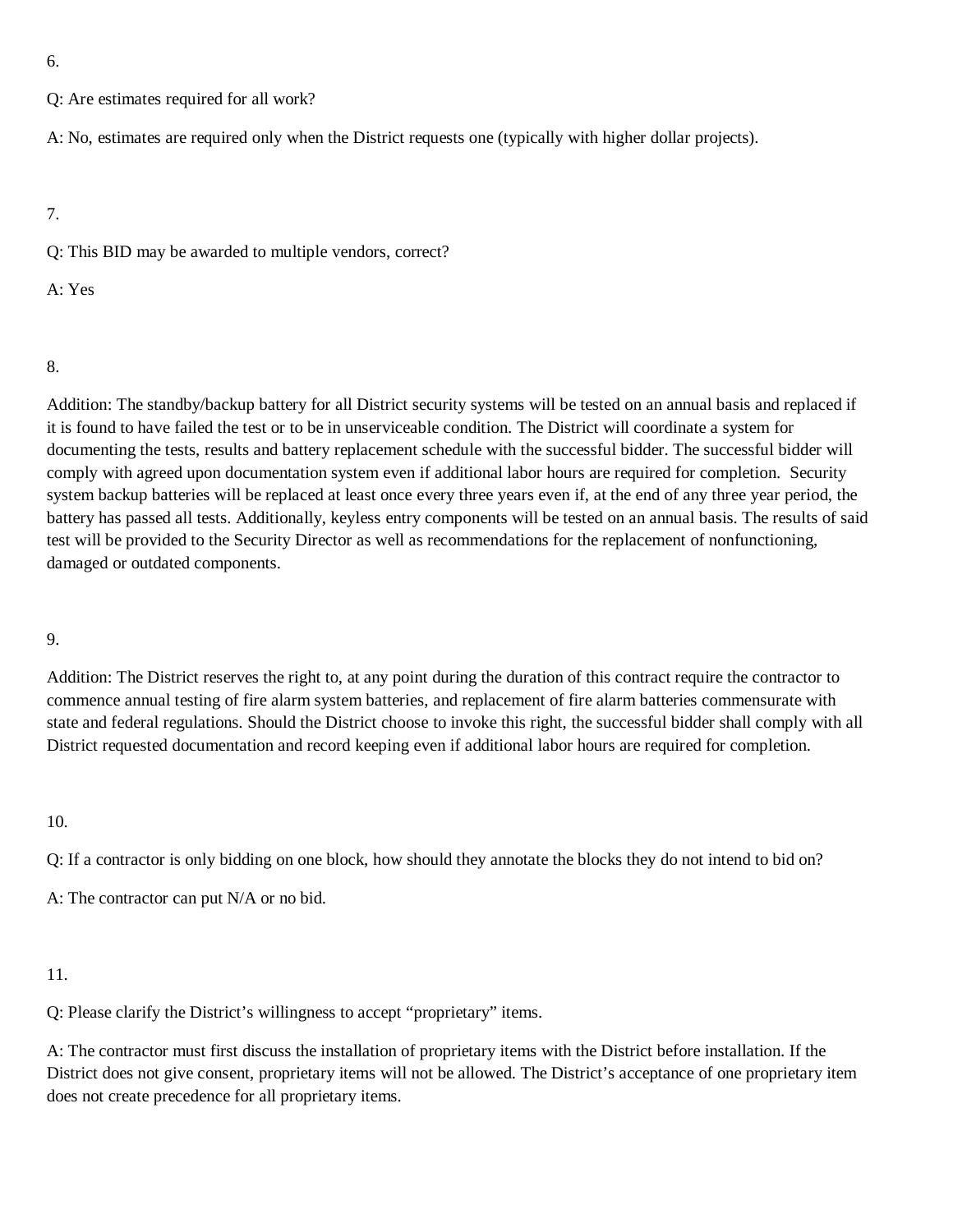6.

Q: Are estimates required for all work?

A: No, estimates are required only when the District requests one (typically with higher dollar projects).

7.

Q: This BID may be awarded to multiple vendors, correct?

A: Yes

8.

Addition: The standby/backup battery for all District security systems will be tested on an annual basis and replaced if it is found to have failed the test or to be in unserviceable condition. The District will coordinate a system for documenting the tests, results and battery replacement schedule with the successful bidder. The successful bidder will comply with agreed upon documentation system even if additional labor hours are required for completion. Security system backup batteries will be replaced at least once every three years even if, at the end of any three year period, the battery has passed all tests. Additionally, keyless entry components will be tested on an annual basis. The results of said test will be provided to the Security Director as well as recommendations for the replacement of nonfunctioning, damaged or outdated components.

9.

Addition: The District reserves the right to, at any point during the duration of this contract require the contractor to commence annual testing of fire alarm system batteries, and replacement of fire alarm batteries commensurate with state and federal regulations. Should the District choose to invoke this right, the successful bidder shall comply with all District requested documentation and record keeping even if additional labor hours are required for completion.

10.

Q: If a contractor is only bidding on one block, how should they annotate the blocks they do not intend to bid on?

A: The contractor can put N/A or no bid.

11.

Q: Please clarify the District's willingness to accept "proprietary" items.

A: The contractor must first discuss the installation of proprietary items with the District before installation. If the District does not give consent, proprietary items will not be allowed. The District's acceptance of one proprietary item does not create precedence for all proprietary items.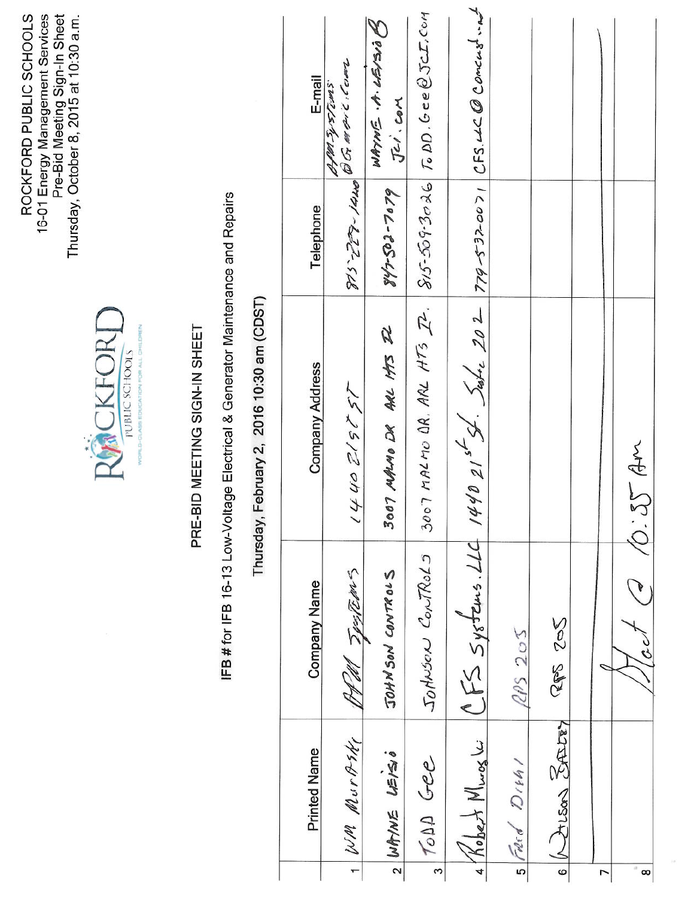ROCKFORD PUBLIC SCHOOLS
16-01 Energy Management Services
Pre-Bid Meeting Sign-In Sheet
Thursday, October 8, 2015 at 10:30 a.m.

ROCKFORD PUBLIC SCHOOLS
WORLD-CLASS EDUCATION FOR ALL CHILDREN

# PRE-BID MEETING SIGN-IN SHEET

IFB # for IFB 16-13 Low-Voltage Electrical & Generator Maintenance and Repairs

Thursday, February 2, 2016 10:30 am (CDST)

| | Printed Name | Company Name | Company Address | Telephone | E-mail |
|---|---|---|---|---|---|
| 1 | WM MURASKI | APM Systems | 1440 21ST ST | 815-227-1400 | APMSYSTEMS@GMAIL.COM |
| 2 | WAYNE LEISIO | JOHNSON CONTROLS | 3007 MALMO DR ARL HTS IL | 847-502-7079 | WAYNE.A.LEISIO@JCI.COM |
| 3 | TODD Gee | JOHNSON CONTROLS | 3007 MALMO DR. ARL HTS IL. | 815-509-3026 | TODD.GEE@JCI.COM |
| 4 | Robert Muraski | CFS Systems, LLC | 1440 21st St. Suite 202 | 779-532-0071 | CFS.LLC@comcast.net |
| 5 | Fred Dihl | RPS 205 | | | |
| 6 | Wilson Bailey | RPS 205 | | | |
| 7 | | | | | |
| 8 | | Start @ 10:35 Am | | | |